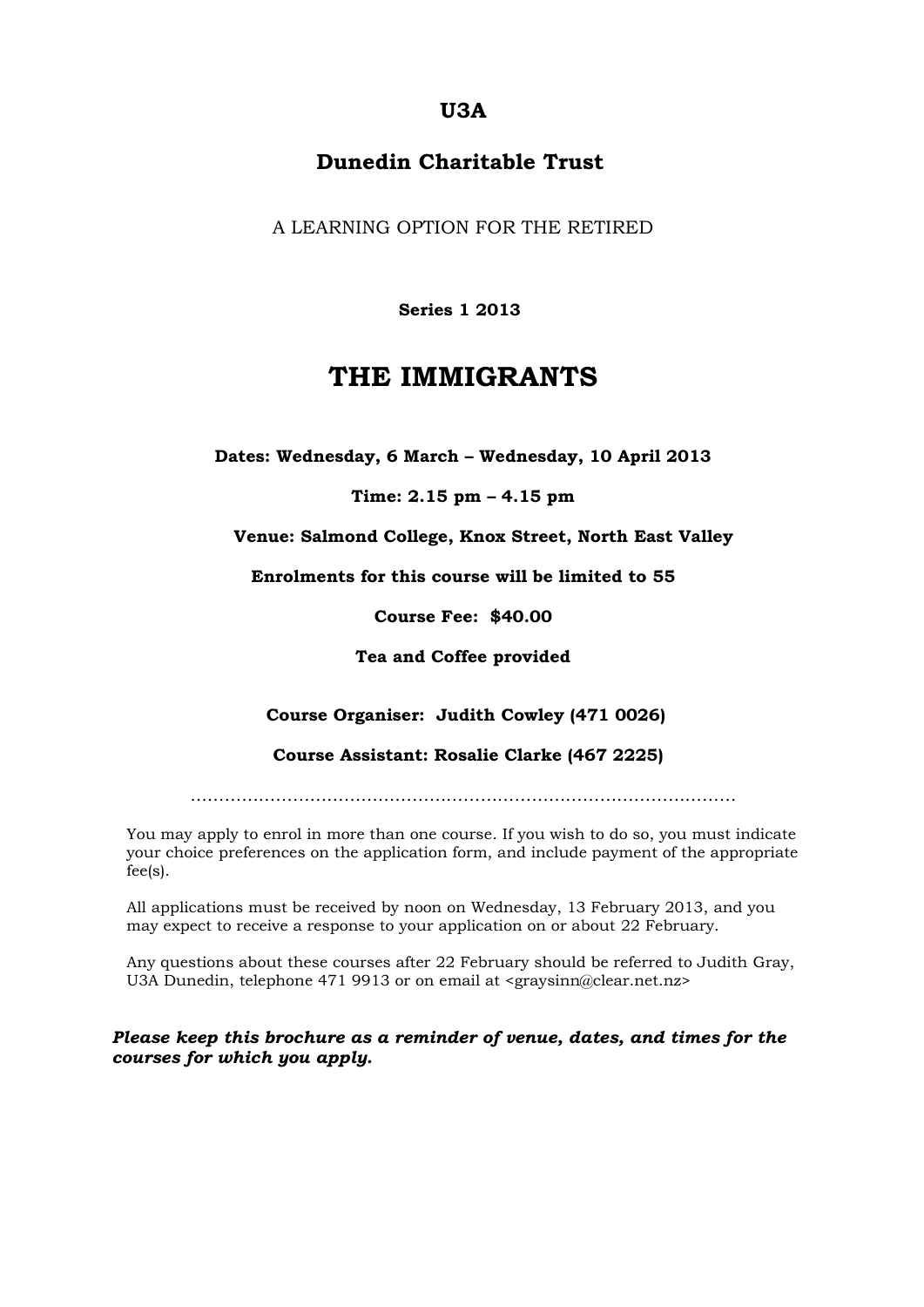**U3A**

**Dunedin Charitable Trust**

A LEARNING OPTION FOR THE RETIRED

**Series 1 2013**

# THE IMMIGRANTS

**Dates: Wednesday, 6 March – Wednesday, 10 April 2013**

**Time: 2.15 pm – 4.15 pm**

**Venue: Salmond College, Knox Street, North East Valley**

**Enrolments for this course will be limited to 55**

**Course Fee: $40.00**

**Tea and Coffee provided**

**Course Organiser: Judith Cowley (471 0026)**

**Course Assistant: Rosalie Clarke (467 2225)**

.............................................................................................

You may apply to enrol in more than one course. If you wish to do so, you must indicate your choice preferences on the application form, and include payment of the appropriate fee(s).

All applications must be received by noon on Wednesday, 13 February 2013, and you may expect to receive a response to your application on or about 22 February.

Any questions about these courses after 22 February should be referred to Judith Gray, U3A Dunedin, telephone 471 9913 or on email at <graysinn@clear.net.nz>

***Please keep this brochure as a reminder of venue, dates, and times for the courses for which you apply.***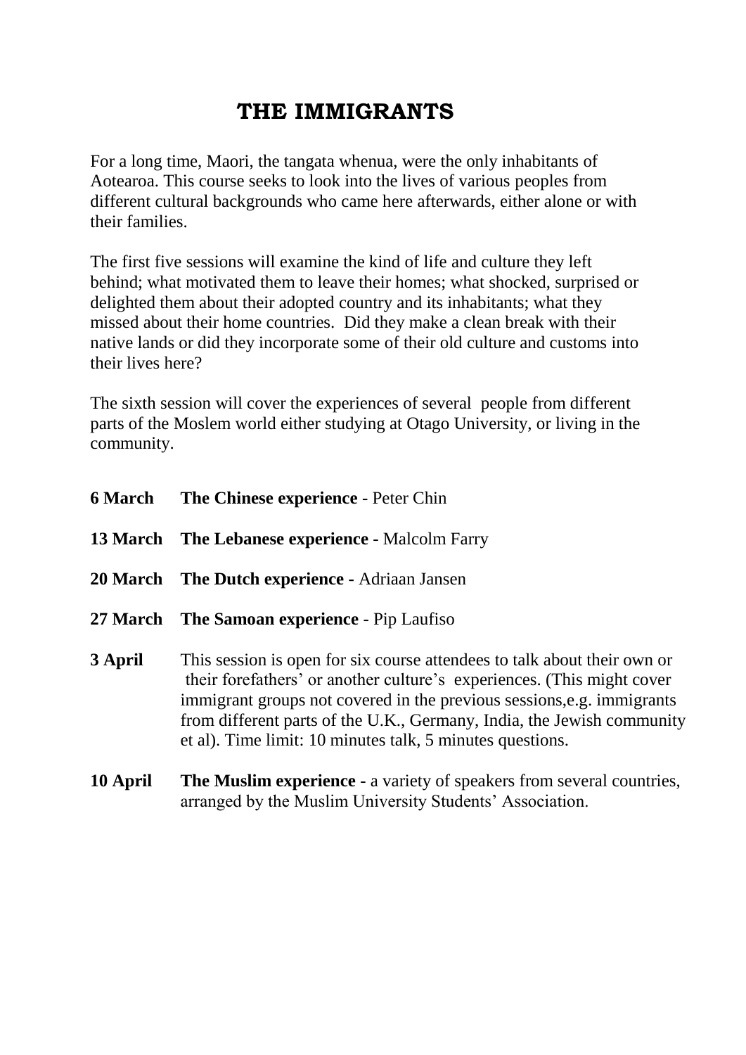# THE IMMIGRANTS

For a long time, Maori, the tangata whenua, were the only inhabitants of Aotearoa. This course seeks to look into the lives of various peoples from different cultural backgrounds who came here afterwards, either alone or with their families.

The first five sessions will examine the kind of life and culture they left behind; what motivated them to leave their homes; what shocked, surprised or delighted them about their adopted country and its inhabitants; what they missed about their home countries. Did they make a clean break with their native lands or did they incorporate some of their old culture and customs into their lives here?

The sixth session will cover the experiences of several people from different parts of the Moslem world either studying at Otago University, or living in the community.

**6 March** **The Chinese experience** - Peter Chin

**13 March** **The Lebanese experience** - Malcolm Farry

**20 March** **The Dutch experience** - Adriaan Jansen

**27 March** **The Samoan experience** - Pip Laufiso

**3 April** This session is open for six course attendees to talk about their own or their forefathers' or another culture's experiences. (This might cover immigrant groups not covered in the previous sessions,e.g. immigrants from different parts of the U.K., Germany, India, the Jewish community et al). Time limit: 10 minutes talk, 5 minutes questions.

**10 April** **The Muslim experience** - a variety of speakers from several countries, arranged by the Muslim University Students' Association.